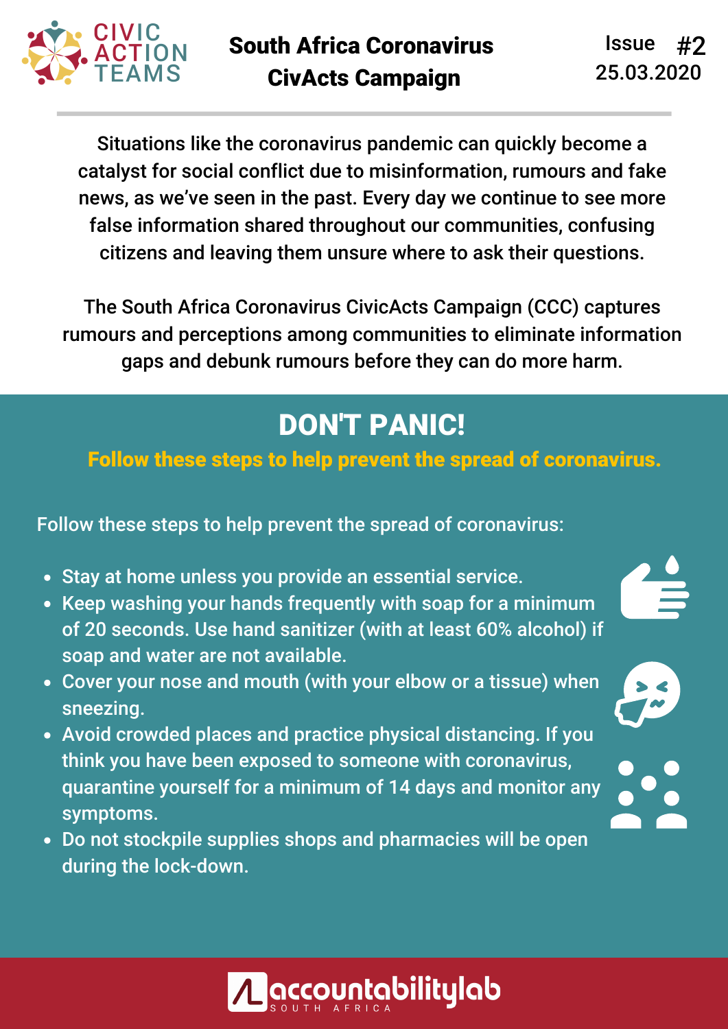CIVIC ACTION TEAMS

# South Africa Coronavirus CivActs Campaign

Issue #2
25.03.2020

Situations like the coronavirus pandemic can quickly become a catalyst for social conflict due to misinformation, rumours and fake news, as we've seen in the past. Every day we continue to see more false information shared throughout our communities, confusing citizens and leaving them unsure where to ask their questions.

The South Africa Coronavirus CivicActs Campaign (CCC) captures rumours and perceptions among communities to eliminate information gaps and debunk rumours before they can do more harm.

## DON'T PANIC!

**Follow these steps to help prevent the spread of coronavirus.**

Follow these steps to help prevent the spread of coronavirus:

- Stay at home unless you provide an essential service.
- Keep washing your hands frequently with soap for a minimum of 20 seconds. Use hand sanitizer (with at least 60% alcohol) if soap and water are not available.
- Cover your nose and mouth (with your elbow or a tissue) when sneezing.
- Avoid crowded places and practice physical distancing. If you think you have been exposed to someone with coronavirus, quarantine yourself for a minimum of 14 days and monitor any symptoms.
- Do not stockpile supplies shops and pharmacies will be open during the lock-down.

accountabilitylab SOUTH AFRICA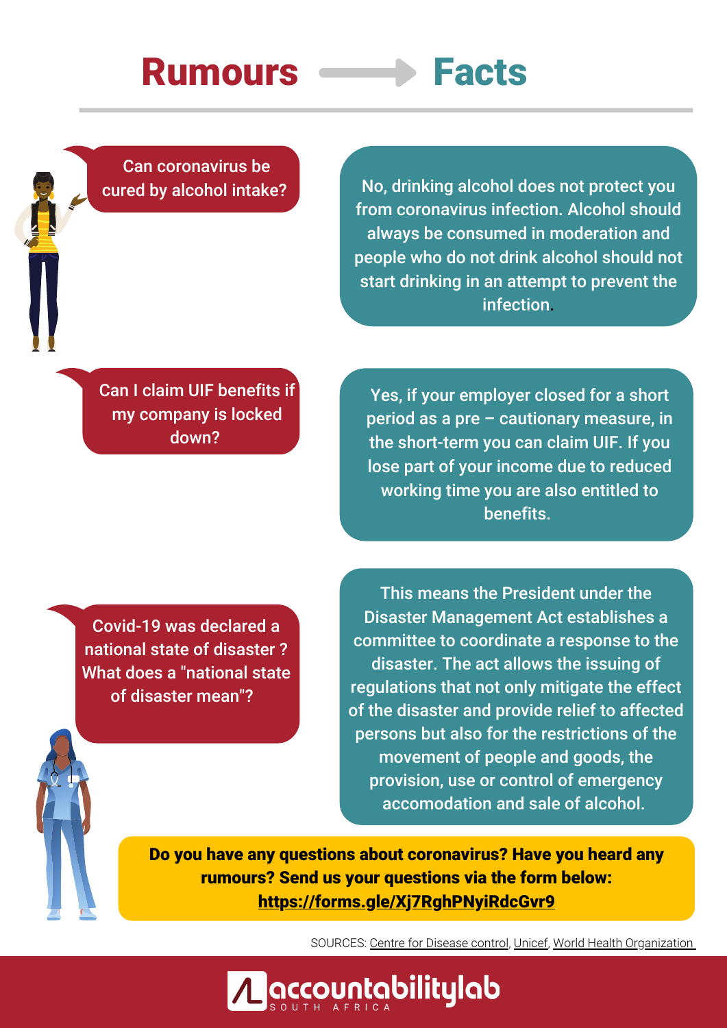# Rumours → Facts

**Can coronavirus be cured by alcohol intake?**

No, drinking alcohol does not protect you from coronavirus infection. Alcohol should always be consumed in moderation and people who do not drink alcohol should not start drinking in an attempt to prevent the infection.

**Can I claim UIF benefits if my company is locked down?**

Yes, if your employer closed for a short period as a pre – cautionary measure, in the short-term you can claim UIF. If you lose part of your income due to reduced working time you are also entitled to benefits.

**Covid-19 was declared a national state of disaster ? What does a "national state of disaster mean"?**

This means the President under the Disaster Management Act establishes a committee to coordinate a response to the disaster. The act allows the issuing of regulations that not only mitigate the effect of the disaster and provide relief to affected persons but also for the restrictions of the movement of people and goods, the provision, use or control of emergency accomodation and sale of alcohol.

**Do you have any questions about coronavirus? Have you heard any rumours? Send us your questions via the form below: https://forms.gle/Xj7RghPNyiRdcGvr9**

SOURCES: Centre for Disease control, Unicef, World Health Organization

accountabilitylab SOUTH AFRICA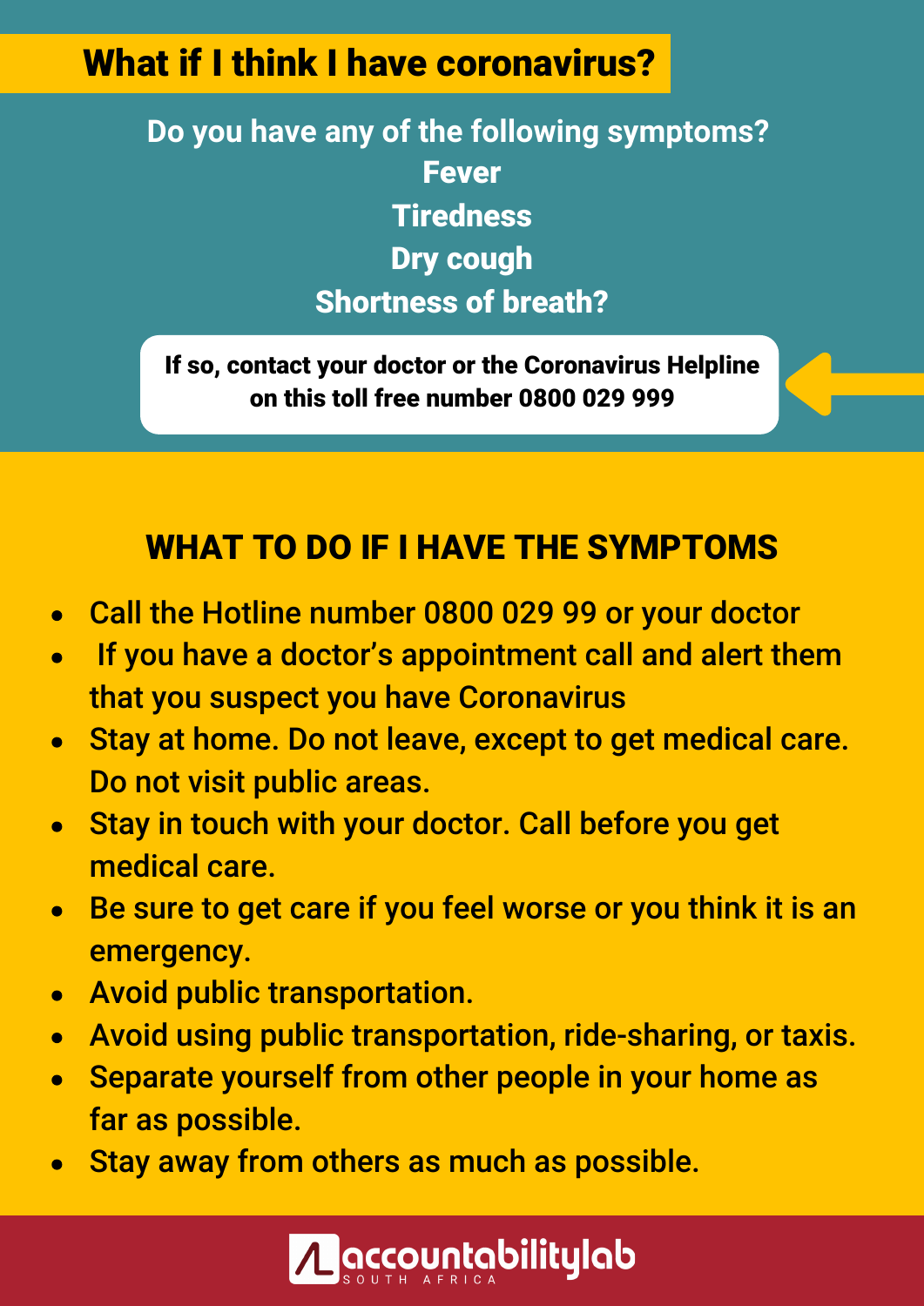# What if I think I have coronavirus?

**Do you have any of the following symptoms?**

**Fever**

**Tiredness**

**Dry cough**

**Shortness of breath?**

**If so, contact your doctor or the Coronavirus Helpline on this toll free number 0800 029 999**

## WHAT TO DO IF I HAVE THE SYMPTOMS

- Call the Hotline number 0800 029 99 or your doctor
- If you have a doctor's appointment call and alert them that you suspect you have Coronavirus
- Stay at home. Do not leave, except to get medical care. Do not visit public areas.
- Stay in touch with your doctor. Call before you get medical care.
- Be sure to get care if you feel worse or you think it is an emergency.
- Avoid public transportation.
- Avoid using public transportation, ride-sharing, or taxis.
- Separate yourself from other people in your home as far as possible.
- Stay away from others as much as possible.

accountabilitylab SOUTH AFRICA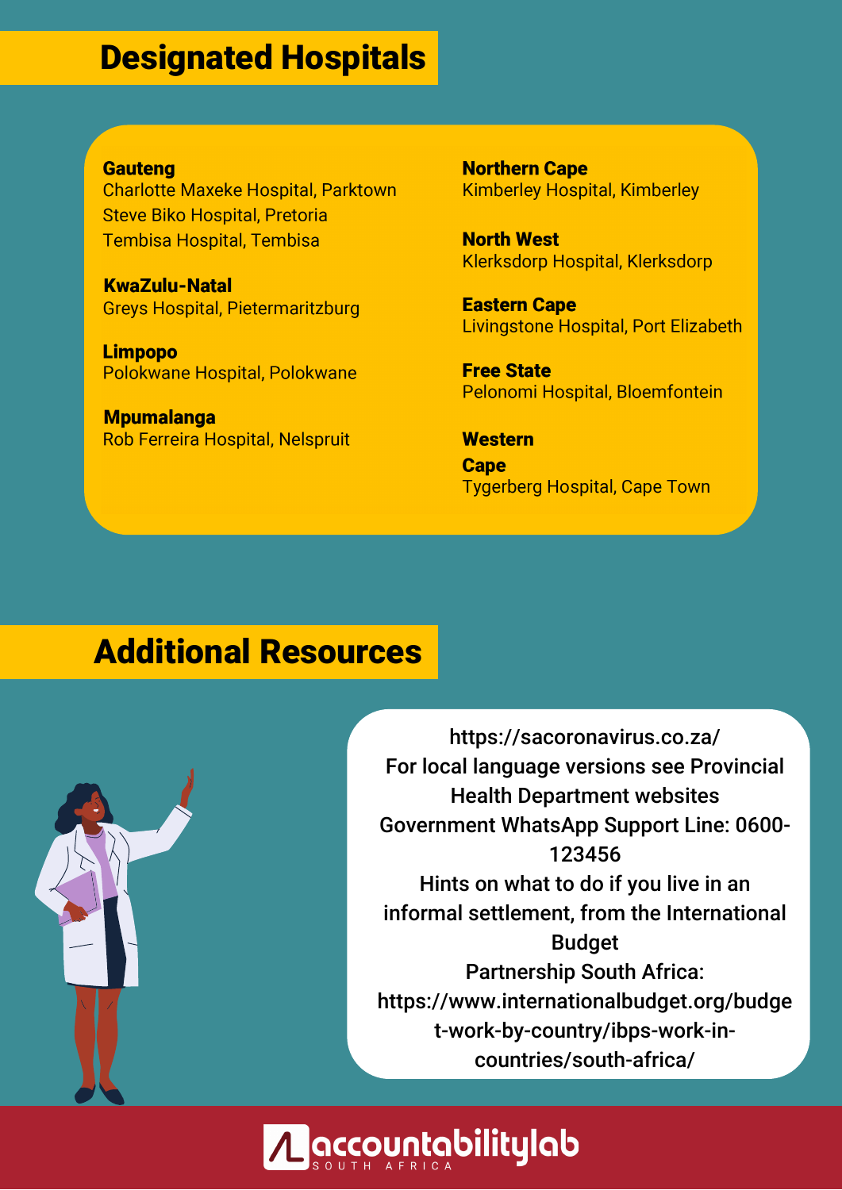# Designated Hospitals

**Gauteng**
Charlotte Maxeke Hospital, Parktown
Steve Biko Hospital, Pretoria
Tembisa Hospital, Tembisa

**KwaZulu-Natal**
Greys Hospital, Pietermaritzburg

**Limpopo**
Polokwane Hospital, Polokwane

**Mpumalanga**
Rob Ferreira Hospital, Nelspruit

**Northern Cape**
Kimberley Hospital, Kimberley

**North West**
Klerksdorp Hospital, Klerksdorp

**Eastern Cape**
Livingstone Hospital, Port Elizabeth

**Free State**
Pelonomi Hospital, Bloemfontein

**Western Cape**
Tygerberg Hospital, Cape Town

# Additional Resources

https://sacoronavirus.co.za/
For local language versions see Provincial Health Department websites
Government WhatsApp Support Line: 0600-123456
Hints on what to do if you live in an informal settlement, from the International Budget Partnership South Africa:
https://www.internationalbudget.org/budget-work-by-country/ibps-work-in-countries/south-africa/

accountabilitylab SOUTH AFRICA